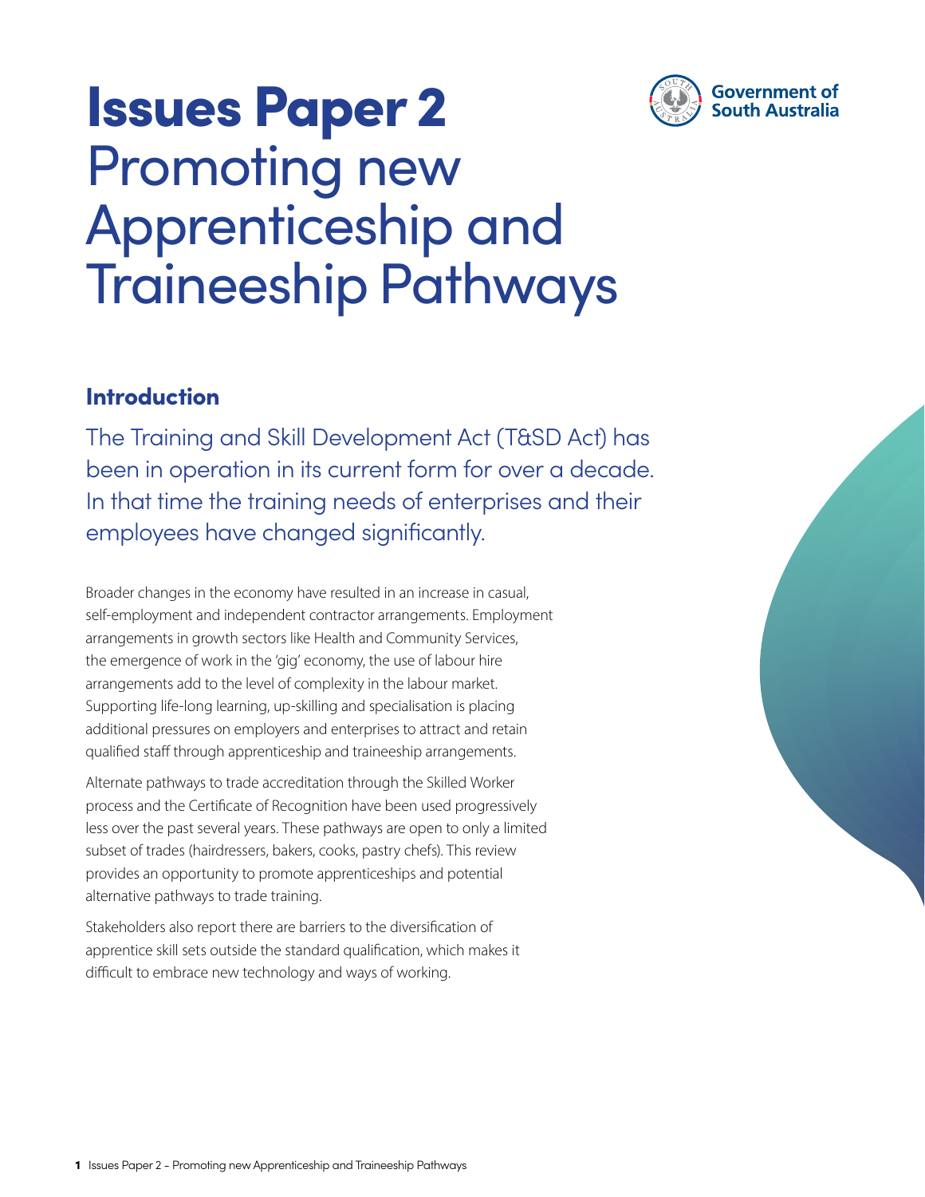# Issues Paper 2

# Promoting new Apprenticeship and Traineeship Pathways

Government of South Australia

## Introduction

The Training and Skill Development Act (T&SD Act) has been in operation in its current form for over a decade. In that time the training needs of enterprises and their employees have changed significantly.

Broader changes in the economy have resulted in an increase in casual, self-employment and independent contractor arrangements. Employment arrangements in growth sectors like Health and Community Services, the emergence of work in the 'gig' economy, the use of labour hire arrangements add to the level of complexity in the labour market. Supporting life-long learning, up-skilling and specialisation is placing additional pressures on employers and enterprises to attract and retain qualified staff through apprenticeship and traineeship arrangements.

Alternate pathways to trade accreditation through the Skilled Worker process and the Certificate of Recognition have been used progressively less over the past several years. These pathways are open to only a limited subset of trades (hairdressers, bakers, cooks, pastry chefs). This review provides an opportunity to promote apprenticeships and potential alternative pathways to trade training.

Stakeholders also report there are barriers to the diversification of apprentice skill sets outside the standard qualification, which makes it difficult to embrace new technology and ways of working.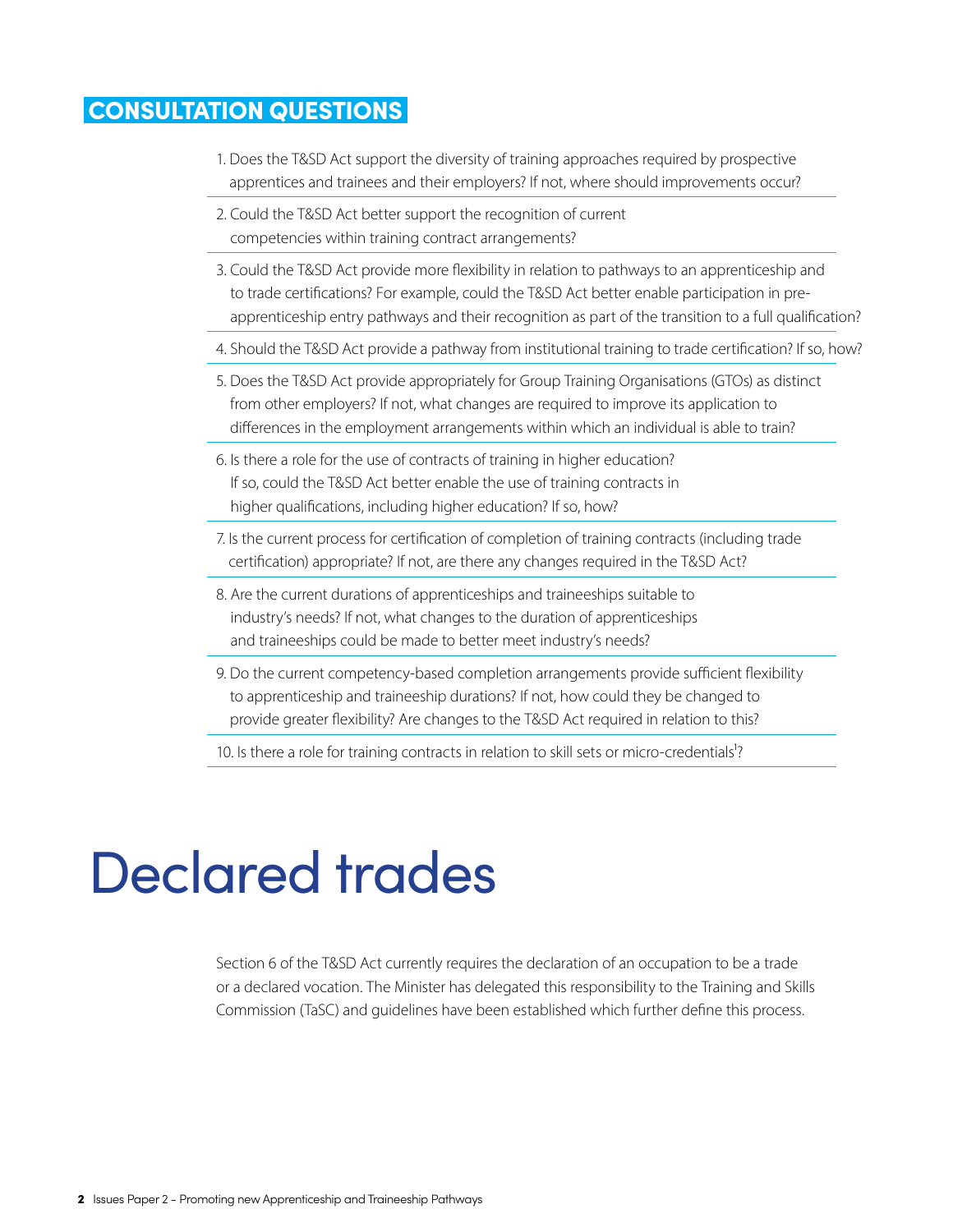## CONSULTATION QUESTIONS

1. Does the T&SD Act support the diversity of training approaches required by prospective apprentices and trainees and their employers? If not, where should improvements occur?
2. Could the T&SD Act better support the recognition of current competencies within training contract arrangements?
3. Could the T&SD Act provide more flexibility in relation to pathways to an apprenticeship and to trade certifications? For example, could the T&SD Act better enable participation in pre-apprenticeship entry pathways and their recognition as part of the transition to a full qualification?
4. Should the T&SD Act provide a pathway from institutional training to trade certification? If so, how?
5. Does the T&SD Act provide appropriately for Group Training Organisations (GTOs) as distinct from other employers? If not, what changes are required to improve its application to differences in the employment arrangements within which an individual is able to train?
6. Is there a role for the use of contracts of training in higher education? If so, could the T&SD Act better enable the use of training contracts in higher qualifications, including higher education? If so, how?
7. Is the current process for certification of completion of training contracts (including trade certification) appropriate? If not, are there any changes required in the T&SD Act?
8. Are the current durations of apprenticeships and traineeships suitable to industry's needs? If not, what changes to the duration of apprenticeships and traineeships could be made to better meet industry's needs?
9. Do the current competency-based completion arrangements provide sufficient flexibility to apprenticeship and traineeship durations? If not, how could they be changed to provide greater flexibility? Are changes to the T&SD Act required in relation to this?
10. Is there a role for training contracts in relation to skill sets or micro-credentials[1]?

# Declared trades

Section 6 of the T&SD Act currently requires the declaration of an occupation to be a trade or a declared vocation. The Minister has delegated this responsibility to the Training and Skills Commission (TaSC) and guidelines have been established which further define this process.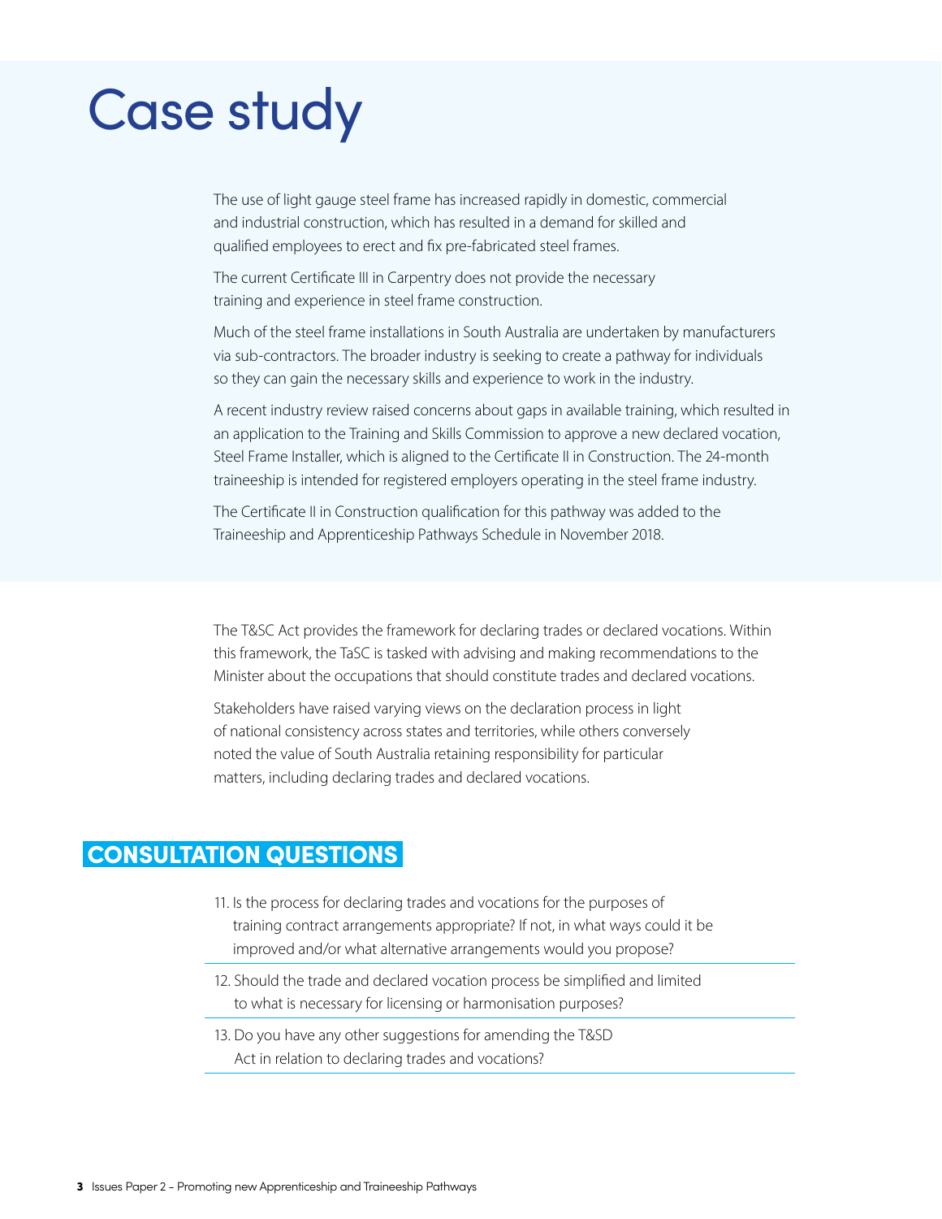# Case study

The use of light gauge steel frame has increased rapidly in domestic, commercial and industrial construction, which has resulted in a demand for skilled and qualified employees to erect and fix pre-fabricated steel frames.

The current Certificate III in Carpentry does not provide the necessary training and experience in steel frame construction.

Much of the steel frame installations in South Australia are undertaken by manufacturers via sub-contractors. The broader industry is seeking to create a pathway for individuals so they can gain the necessary skills and experience to work in the industry.

A recent industry review raised concerns about gaps in available training, which resulted in an application to the Training and Skills Commission to approve a new declared vocation, Steel Frame Installer, which is aligned to the Certificate II in Construction. The 24-month traineeship is intended for registered employers operating in the steel frame industry.

The Certificate II in Construction qualification for this pathway was added to the Traineeship and Apprenticeship Pathways Schedule in November 2018.

The T&SC Act provides the framework for declaring trades or declared vocations. Within this framework, the TaSC is tasked with advising and making recommendations to the Minister about the occupations that should constitute trades and declared vocations.

Stakeholders have raised varying views on the declaration process in light of national consistency across states and territories, while others conversely noted the value of South Australia retaining responsibility for particular matters, including declaring trades and declared vocations.

## CONSULTATION QUESTIONS

11. Is the process for declaring trades and vocations for the purposes of training contract arrangements appropriate? If not, in what ways could it be improved and/or what alternative arrangements would you propose?
12. Should the trade and declared vocation process be simplified and limited to what is necessary for licensing or harmonisation purposes?
13. Do you have any other suggestions for amending the T&SD Act in relation to declaring trades and vocations?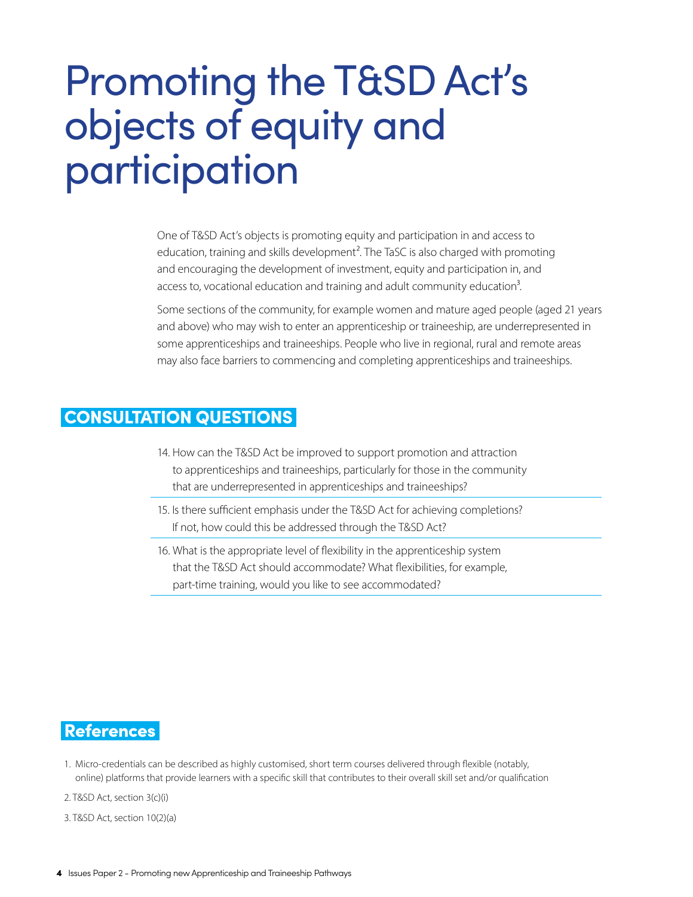# Promoting the T&SD Act's objects of equity and participation

One of T&SD Act's objects is promoting equity and participation in and access to education, training and skills development[2]. The TaSC is also charged with promoting and encouraging the development of investment, equity and participation in, and access to, vocational education and training and adult community education[3].

Some sections of the community, for example women and mature aged people (aged 21 years and above) who may wish to enter an apprenticeship or traineeship, are underrepresented in some apprenticeships and traineeships. People who live in regional, rural and remote areas may also face barriers to commencing and completing apprenticeships and traineeships.

## CONSULTATION QUESTIONS

14. How can the T&SD Act be improved to support promotion and attraction to apprenticeships and traineeships, particularly for those in the community that are underrepresented in apprenticeships and traineeships?
15. Is there sufficient emphasis under the T&SD Act for achieving completions? If not, how could this be addressed through the T&SD Act?
16. What is the appropriate level of flexibility in the apprenticeship system that the T&SD Act should accommodate? What flexibilities, for example, part-time training, would you like to see accommodated?

## References

1. Micro-credentials can be described as highly customised, short term courses delivered through flexible (notably, online) platforms that provide learners with a specific skill that contributes to their overall skill set and/or qualification
2. T&SD Act, section 3(c)(i)
3. T&SD Act, section 10(2)(a)